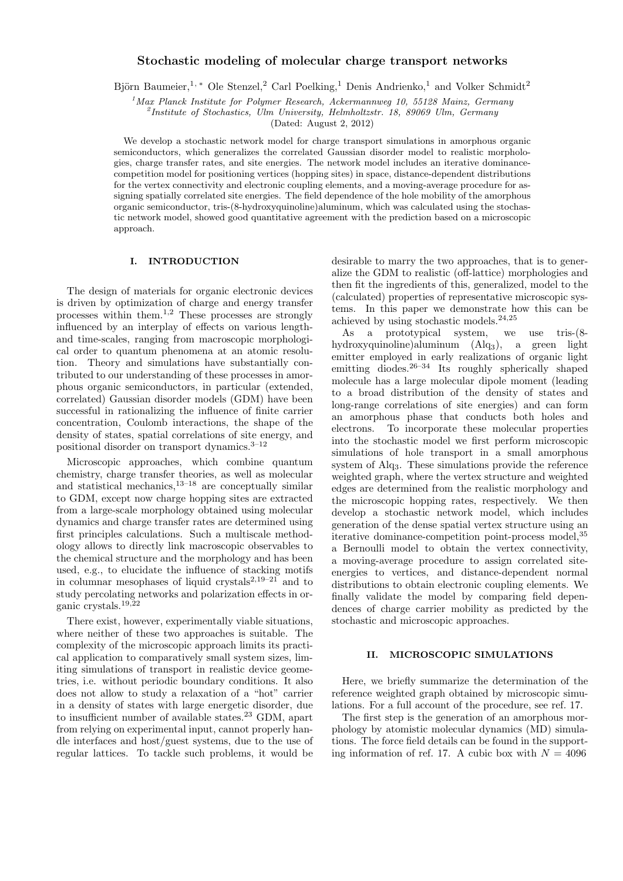# Stochastic modeling of molecular charge transport networks

Björn Baumeier,[1,*] Ole Stenzel,[2] Carl Poelking,[1] Denis Andrienko,[1] and Volker Schmidt[2]

[1] *Max Planck Institute for Polymer Research, Ackermannweg 10, 55128 Mainz, Germany*
[2] *Institute of Stochastics, Ulm University, Helmholtzstr. 18, 89069 Ulm, Germany*

(Dated: August 2, 2012)

We develop a stochastic network model for charge transport simulations in amorphous organic semiconductors, which generalizes the correlated Gaussian disorder model to realistic morphologies, charge transfer rates, and site energies. The network model includes an iterative dominance-competition model for positioning vertices (hopping sites) in space, distance-dependent distributions for the vertex connectivity and electronic coupling elements, and a moving-average procedure for assigning spatially correlated site energies. The field dependence of the hole mobility of the amorphous organic semiconductor, tris-(8-hydroxyquinoline)aluminum, which was calculated using the stochastic network model, showed good quantitative agreement with the prediction based on a microscopic approach.

## I. INTRODUCTION

The design of materials for organic electronic devices is driven by optimization of charge and energy transfer processes within them.[1,2] These processes are strongly influenced by an interplay of effects on various length- and time-scales, ranging from macroscopic morphological order to quantum phenomena at an atomic resolution. Theory and simulations have substantially contributed to our understanding of these processes in amorphous organic semiconductors, in particular (extended, correlated) Gaussian disorder models (GDM) have been successful in rationalizing the influence of finite carrier concentration, Coulomb interactions, the shape of the density of states, spatial correlations of site energy, and positional disorder on transport dynamics.[3–12]

Microscopic approaches, which combine quantum chemistry, charge transfer theories, as well as molecular and statistical mechanics,[13–18] are conceptually similar to GDM, except now charge hopping sites are extracted from a large-scale morphology obtained using molecular dynamics and charge transfer rates are determined using first principles calculations. Such a multiscale methodology allows to directly link macroscopic observables to the chemical structure and the morphology and has been used, e.g., to elucidate the influence of stacking motifs in columnar mesophases of liquid crystals[2,19–21] and to study percolating networks and polarization effects in organic crystals.[19,22]

There exist, however, experimentally viable situations, where neither of these two approaches is suitable. The complexity of the microscopic approach limits its practical application to comparatively small system sizes, limiting simulations of transport in realistic device geometries, i.e. without periodic boundary conditions. It also does not allow to study a relaxation of a "hot" carrier in a density of states with large energetic disorder, due to insufficient number of available states.[23] GDM, apart from relying on experimental input, cannot properly handle interfaces and host/guest systems, due to the use of regular lattices. To tackle such problems, it would be desirable to marry the two approaches, that is to generalize the GDM to realistic (off-lattice) morphologies and then fit the ingredients of this, generalized, model to the (calculated) properties of representative microscopic systems. In this paper we demonstrate how this can be achieved by using stochastic models.[24,25]

As a prototypical system, we use tris-(8-hydroxyquinoline)aluminum ($Alq_3$), a green light emitter employed in early realizations of organic light emitting diodes.[26–34] Its roughly spherically shaped molecule has a large molecular dipole moment (leading to a broad distribution of the density of states and long-range correlations of site energies) and can form an amorphous phase that conducts both holes and electrons. To incorporate these molecular properties into the stochastic model we first perform microscopic simulations of hole transport in a small amorphous system of $Alq_3$. These simulations provide the reference weighted graph, where the vertex structure and weighted edges are determined from the realistic morphology and the microscopic hopping rates, respectively. We then develop a stochastic network model, which includes generation of the dense spatial vertex structure using an iterative dominance-competition point-process model,[35] a Bernoulli model to obtain the vertex connectivity, a moving-average procedure to assign correlated site-energies to vertices, and distance-dependent normal distributions to obtain electronic coupling elements. We finally validate the model by comparing field dependences of charge carrier mobility as predicted by the stochastic and microscopic approaches.

## II. MICROSCOPIC SIMULATIONS

Here, we briefly summarize the determination of the reference weighted graph obtained by microscopic simulations. For a full account of the procedure, see ref. 17.

The first step is the generation of an amorphous morphology by atomistic molecular dynamics (MD) simulations. The force field details can be found in the supporting information of ref. 17. A cubic box with $N = 4096$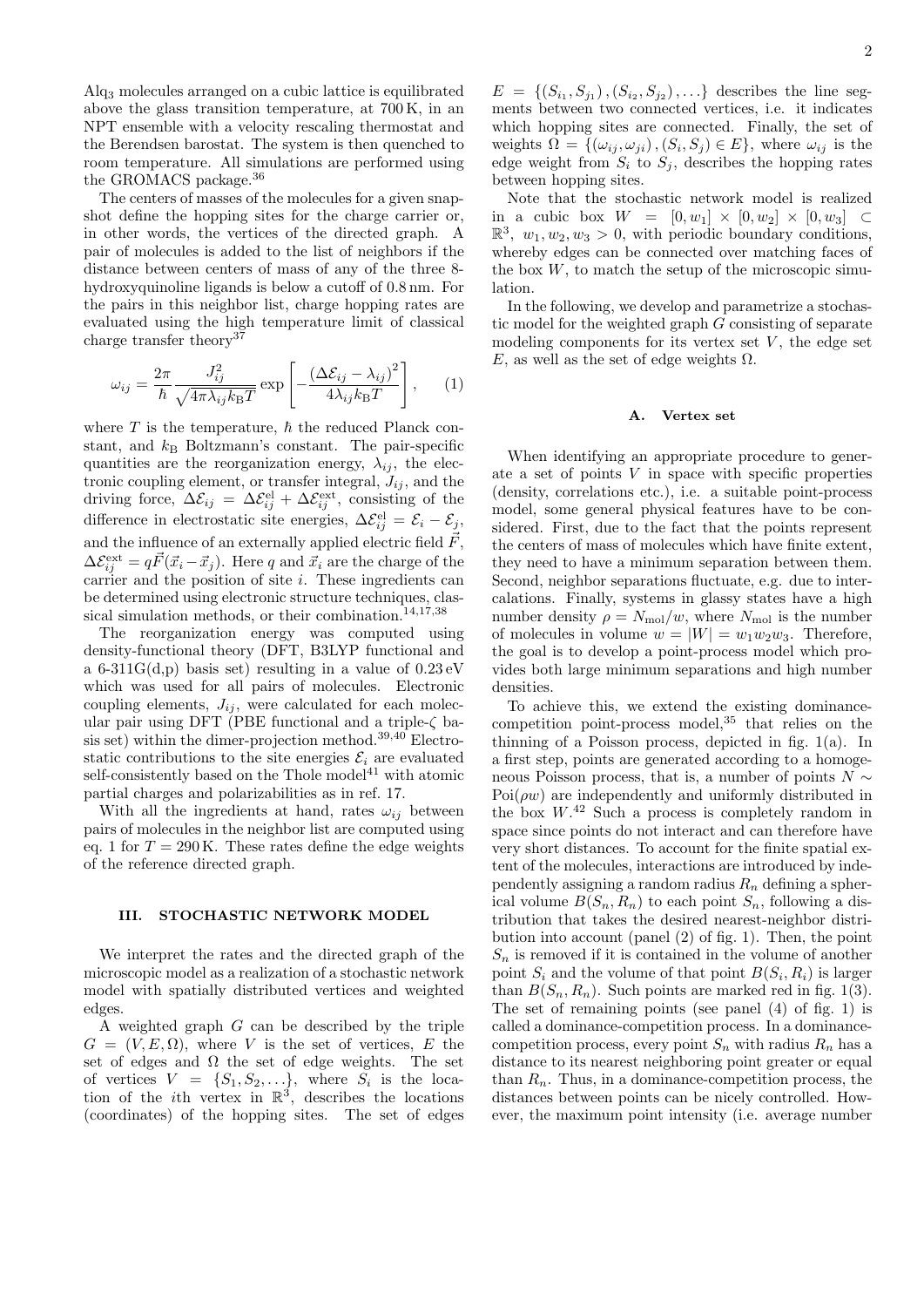$Alq_3$ molecules arranged on a cubic lattice is equilibrated above the glass transition temperature, at 700 K, in an NPT ensemble with a velocity rescaling thermostat and the Berendsen barostat. The system is then quenched to room temperature. All simulations are performed using the GROMACS package.[36]

The centers of masses of the molecules for a given snapshot define the hopping sites for the charge carrier or, in other words, the vertices of the directed graph. A pair of molecules is added to the list of neighbors if the distance between centers of mass of any of the three 8-hydroxyquinoline ligands is below a cutoff of 0.8 nm. For the pairs in this neighbor list, charge hopping rates are evaluated using the high temperature limit of classical charge transfer theory[37]

$$\omega_{ij} = \frac{2\pi}{\hbar} \frac{J_{ij}^2}{\sqrt{4\pi\lambda_{ij}k_{\mathrm{B}}T}} \exp\left[-\frac{(\Delta\mathcal{E}_{ij} - \lambda_{ij})^2}{4\lambda_{ij}k_{\mathrm{B}}T}\right], \quad (1)$$

where $T$ is the temperature, $\hbar$ the reduced Planck constant, and $k_{\mathrm{B}}$ Boltzmann's constant. The pair-specific quantities are the reorganization energy, $\lambda_{ij}$, the electronic coupling element, or transfer integral, $J_{ij}$, and the driving force, $\Delta\mathcal{E}_{ij} = \Delta\mathcal{E}_{ij}^{\mathrm{el}} + \Delta\mathcal{E}_{ij}^{\mathrm{ext}}$, consisting of the difference in electrostatic site energies, $\Delta\mathcal{E}_{ij}^{\mathrm{el}} = \mathcal{E}_i - \mathcal{E}_j$, and the influence of an externally applied electric field $\vec{F}$, $\Delta\mathcal{E}_{ij}^{\mathrm{ext}} = q\vec{F}(\vec{x}_i - \vec{x}_j)$. Here $q$ and $\vec{x}_i$ are the charge of the carrier and the position of site $i$. These ingredients can be determined using electronic structure techniques, classical simulation methods, or their combination.[14,17,38]

The reorganization energy was computed using density-functional theory (DFT, B3LYP functional and a 6-311G(d,p) basis set) resulting in a value of 0.23 eV which was used for all pairs of molecules. Electronic coupling elements, $J_{ij}$, were calculated for each molecular pair using DFT (PBE functional and a triple-$\zeta$ basis set) within the dimer-projection method.[39,40] Electrostatic contributions to the site energies $\mathcal{E}_i$ are evaluated self-consistently based on the Thole model[41] with atomic partial charges and polarizabilities as in ref. 17.

With all the ingredients at hand, rates $\omega_{ij}$ between pairs of molecules in the neighbor list are computed using eq. 1 for $T = 290$ K. These rates define the edge weights of the reference directed graph.

## III. STOCHASTIC NETWORK MODEL

We interpret the rates and the directed graph of the microscopic model as a realization of a stochastic network model with spatially distributed vertices and weighted edges.

A weighted graph $G$ can be described by the triple $G = (V, E, \Omega)$, where $V$ is the set of vertices, $E$ the set of edges and $\Omega$ the set of edge weights. The set of vertices $V = \{S_1, S_2, \ldots\}$, where $S_i$ is the location of the $i$th vertex in $\mathbb{R}^3$, describes the locations (coordinates) of the hopping sites. The set of edges $E = \{(S_{i_1}, S_{j_1}), (S_{i_2}, S_{j_2}), \ldots\}$ describes the line segments between two connected vertices, i.e. it indicates which hopping sites are connected. Finally, the set of weights $\Omega = \{(\omega_{ij}, \omega_{ji}), (S_i, S_j) \in E\}$, where $\omega_{ij}$ is the edge weight from $S_i$ to $S_j$, describes the hopping rates between hopping sites.

Note that the stochastic network model is realized in a cubic box $W = [0, w_1] \times [0, w_2] \times [0, w_3] \subset \mathbb{R}^3$, $w_1, w_2, w_3 > 0$, with periodic boundary conditions, whereby edges can be connected over matching faces of the box $W$, to match the setup of the microscopic simulation.

In the following, we develop and parametrize a stochastic model for the weighted graph $G$ consisting of separate modeling components for its vertex set $V$, the edge set $E$, as well as the set of edge weights $\Omega$.

### A. Vertex set

When identifying an appropriate procedure to generate a set of points $V$ in space with specific properties (density, correlations etc.), i.e. a suitable point-process model, some general physical features have to be considered. First, due to the fact that the points represent the centers of mass of molecules which have finite extent, they need to have a minimum separation between them. Second, neighbor separations fluctuate, e.g. due to intercalations. Finally, systems in glassy states have a high number density $\rho = N_{\mathrm{mol}}/w$, where $N_{\mathrm{mol}}$ is the number of molecules in volume $w = |W| = w_1 w_2 w_3$. Therefore, the goal is to develop a point-process model which provides both large minimum separations and high number densities.

To achieve this, we extend the existing dominance-competition point-process model,[35] that relies on the thinning of a Poisson process, depicted in fig. 1(a). In a first step, points are generated according to a homogeneous Poisson process, that is, a number of points $N \sim \mathrm{Poi}(\rho w)$ are independently and uniformly distributed in the box $W$.[42] Such a process is completely random in space since points do not interact and can therefore have very short distances. To account for the finite spatial extent of the molecules, interactions are introduced by independently assigning a random radius $R_n$ defining a spherical volume $B(S_n, R_n)$ to each point $S_n$, following a distribution that takes the desired nearest-neighbor distribution into account (panel (2) of fig. 1). Then, the point $S_n$ is removed if it is contained in the volume of another point $S_i$ and the volume of that point $B(S_i, R_i)$ is larger than $B(S_n, R_n)$. Such points are marked red in fig. 1(3). The set of remaining points (see panel (4) of fig. 1) is called a dominance-competition process. In a dominance-competition process, every point $S_n$ with radius $R_n$ has a distance to its nearest neighboring point greater or equal than $R_n$. Thus, in a dominance-competition process, the distances between points can be nicely controlled. However, the maximum point intensity (i.e. average number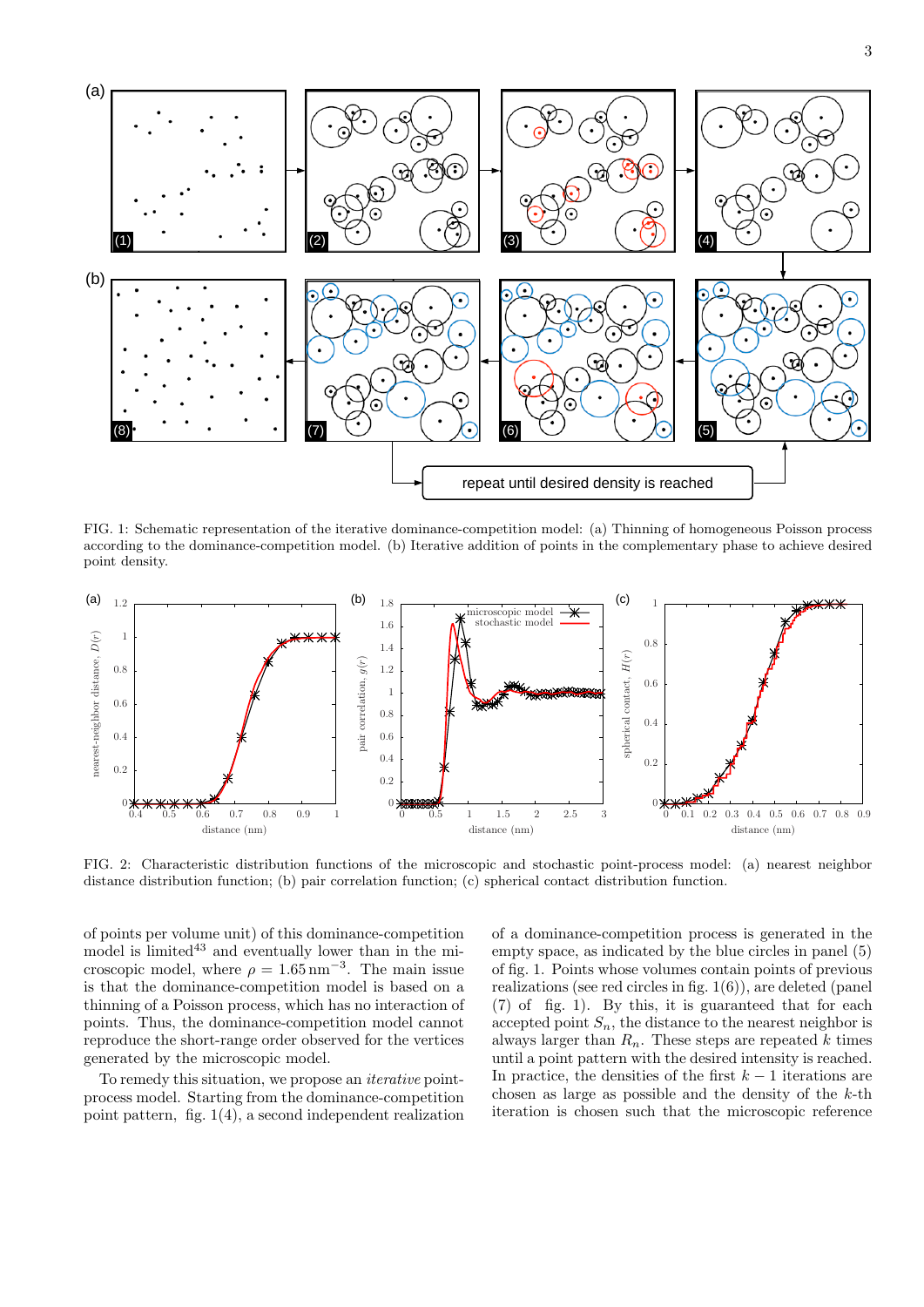FIG. 1: Schematic representation of the iterative dominance-competition model: (a) Thinning of homogeneous Poisson process according to the dominance-competition model. (b) Iterative addition of points in the complementary phase to achieve desired point density.

FIG. 2: Characteristic distribution functions of the microscopic and stochastic point-process model: (a) nearest neighbor distance distribution function; (b) pair correlation function; (c) spherical contact distribution function.

of points per volume unit) of this dominance-competition model is limited[43] and eventually lower than in the microscopic model, where $\rho = 1.65\,\mathrm{nm}^{-3}$. The main issue is that the dominance-competition model is based on a thinning of a Poisson process, which has no interaction of points. Thus, the dominance-competition model cannot reproduce the short-range order observed for the vertices generated by the microscopic model.

To remedy this situation, we propose an *iterative* point-process model. Starting from the dominance-competition point pattern, fig. 1(4), a second independent realization of a dominance-competition process is generated in the empty space, as indicated by the blue circles in panel (5) of fig. 1. Points whose volumes contain points of previous realizations (see red circles in fig. 1(6)), are deleted (panel (7) of fig. 1). By this, it is guaranteed that for each accepted point $S_n$, the distance to the nearest neighbor is always larger than $R_n$. These steps are repeated $k$ times until a point pattern with the desired intensity is reached. In practice, the densities of the first $k-1$ iterations are chosen as large as possible and the density of the $k$-th iteration is chosen such that the microscopic reference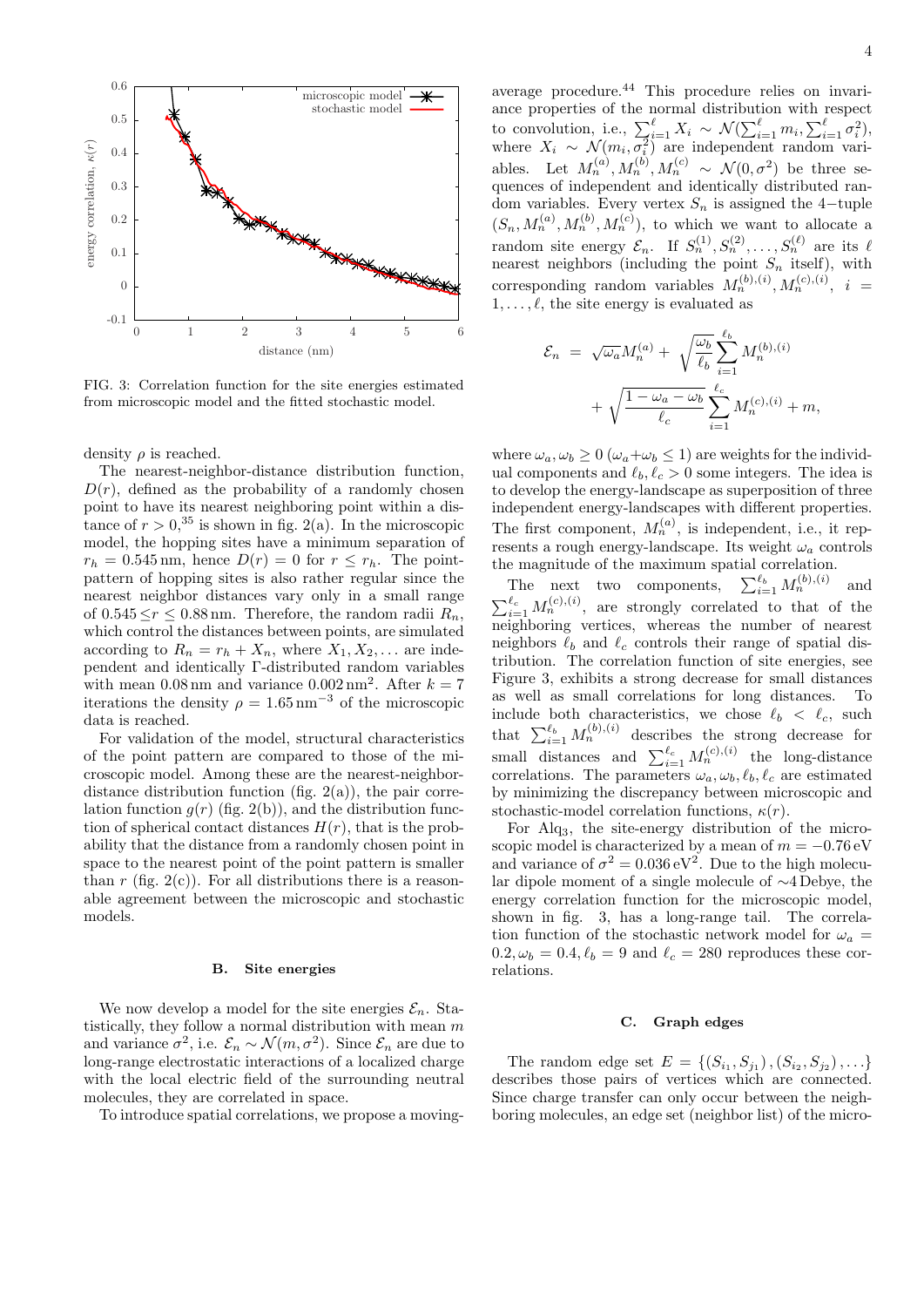FIG. 3: Correlation function for the site energies estimated from microscopic model and the fitted stochastic model.

density $\rho$ is reached.

The nearest-neighbor-distance distribution function, $D(r)$, defined as the probability of a randomly chosen point to have its nearest neighboring point within a distance of $r > 0$,[35] is shown in fig. 2(a). In the microscopic model, the hopping sites have a minimum separation of $r_h = 0.545\,\text{nm}$, hence $D(r) = 0$ for $r \le r_h$. The point-pattern of hopping sites is also rather regular since the nearest neighbor distances vary only in a small range of $0.545 \le r \le 0.88\,\text{nm}$. Therefore, the random radii $R_n$, which control the distances between points, are simulated according to $R_n = r_h + X_n$, where $X_1, X_2, \ldots$ are independent and identically $\Gamma$-distributed random variables with mean $0.08\,\text{nm}$ and variance $0.002\,\text{nm}^2$. After $k = 7$ iterations the density $\rho = 1.65\,\text{nm}^{-3}$ of the microscopic data is reached.

For validation of the model, structural characteristics of the point pattern are compared to those of the microscopic model. Among these are the nearest-neighbor-distance distribution function (fig. 2(a)), the pair correlation function $g(r)$ (fig. 2(b)), and the distribution function of spherical contact distances $H(r)$, that is the probability that the distance from a randomly chosen point in space to the nearest point of the point pattern is smaller than $r$ (fig. 2(c)). For all distributions there is a reasonable agreement between the microscopic and stochastic models.

### B. Site energies

We now develop a model for the site energies $\mathcal{E}_n$. Statistically, they follow a normal distribution with mean $m$ and variance $\sigma^2$, i.e. $\mathcal{E}_n \sim \mathcal{N}(m, \sigma^2)$. Since $\mathcal{E}_n$ are due to long-range electrostatic interactions of a localized charge with the local electric field of the surrounding neutral molecules, they are correlated in space.

To introduce spatial correlations, we propose a moving-average procedure.[44] This procedure relies on invariance properties of the normal distribution with respect to convolution, i.e., $\sum_{i=1}^{\ell} X_i \sim \mathcal{N}(\sum_{i=1}^{\ell} m_i, \sum_{i=1}^{\ell} \sigma_i^2)$, where $X_i \sim \mathcal{N}(m_i, \sigma_i^2)$ are independent random variables. Let $M_n^{(a)}, M_n^{(b)}, M_n^{(c)} \sim \mathcal{N}(0, \sigma^2)$ be three sequences of independent and identically distributed random variables. Every vertex $S_n$ is assigned the $4-$tuple $(S_n, M_n^{(a)}, M_n^{(b)}, M_n^{(c)})$, to which we want to allocate a random site energy $\mathcal{E}_n$. If $S_n^{(1)}, S_n^{(2)}, \ldots, S_n^{(\ell)}$ are its $\ell$ nearest neighbors (including the point $S_n$ itself), with corresponding random variables $M_n^{(b),(i)}, M_n^{(c),(i)}$, $i = 1, \ldots, \ell$, the site energy is evaluated as

$$
\begin{aligned}
\mathcal{E}_n &= \sqrt{\omega_a} M_n^{(a)} + \sqrt{\frac{\omega_b}{\ell_b}} \sum_{i=1}^{\ell_b} M_n^{(b),(i)} \\
&\quad + \sqrt{\frac{1 - \omega_a - \omega_b}{\ell_c}} \sum_{i=1}^{\ell_c} M_n^{(c),(i)} + m,
\end{aligned}
$$

where $\omega_a, \omega_b \ge 0$ ($\omega_a + \omega_b \le 1$) are weights for the individual components and $\ell_b, \ell_c > 0$ some integers. The idea is to develop the energy-landscape as superposition of three independent energy-landscapes with different properties. The first component, $M_n^{(a)}$, is independent, i.e., it represents a rough energy-landscape. Its weight $\omega_a$ controls the magnitude of the maximum spatial correlation.

The next two components, $\sum_{i=1}^{\ell_b} M_n^{(b),(i)}$ and $\sum_{i=1}^{\ell_c} M_n^{(c),(i)}$, are strongly correlated to that of the neighboring vertices, whereas the number of nearest neighbors $\ell_b$ and $\ell_c$ controls their range of spatial distribution. The correlation function of site energies, see Figure 3, exhibits a strong decrease for small distances as well as small correlations for long distances. To include both characteristics, we chose $\ell_b < \ell_c$, such that $\sum_{i=1}^{\ell_b} M_n^{(b),(i)}$ describes the strong decrease for small distances and $\sum_{i=1}^{\ell_c} M_n^{(c),(i)}$ the long-distance correlations. The parameters $\omega_a, \omega_b, \ell_b, \ell_c$ are estimated by minimizing the discrepancy between microscopic and stochastic-model correlation functions, $\kappa(r)$.

For $Alq_3$, the site-energy distribution of the microscopic model is characterized by a mean of $m = -0.76\,\text{eV}$ and variance of $\sigma^2 = 0.036\,\text{eV}^2$. Due to the high molecular dipole moment of a single molecule of $\sim$4 Debye, the energy correlation function for the microscopic model, shown in fig. 3, has a long-range tail. The correlation function of the stochastic network model for $\omega_a = 0.2, \omega_b = 0.4, \ell_b = 9$ and $\ell_c = 280$ reproduces these correlations.

### C. Graph edges

The random edge set $E = \{(S_{i_1}, S_{j_1}), (S_{i_2}, S_{j_2}), \ldots\}$ describes those pairs of vertices which are connected. Since charge transfer can only occur between the neighboring molecules, an edge set (neighbor list) of the micro-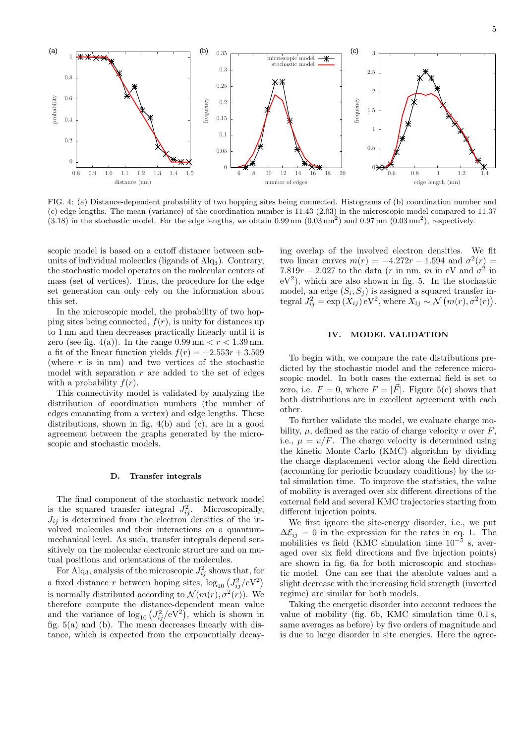FIG. 4: (a) Distance-dependent probability of two hopping sites being connected. Histograms of (b) coordination number and (c) edge lengths. The mean (variance) of the coordination number is 11.43 (2.03) in the microscopic model compared to 11.37 (3.18) in the stochastic model. For the edge lengths, we obtain 0.99 nm (0.03 nm$^2$) and 0.97 nm (0.03 nm$^2$), respectively.

scopic model is based on a cutoff distance between subunits of individual molecules (ligands of $Alq_3$). Contrary, the stochastic model operates on the molecular centers of mass (set of vertices). Thus, the procedure for the edge set generation can only rely on the information about this set.

In the microscopic model, the probability of two hopping sites being connected, $f(r)$, is unity for distances up to 1 nm and then decreases practically linearly until it is zero (see fig. 4(a)). In the range $0.99\,\text{nm} < r < 1.39\,\text{nm}$, a fit of the linear function yields $f(r) = -2.553r + 3.509$ (where $r$ is in nm) and two vertices of the stochastic model with separation $r$ are added to the set of edges with a probability $f(r)$.

This connectivity model is validated by analyzing the distribution of coordination numbers (the number of edges emanating from a vertex) and edge lengths. These distributions, shown in fig. 4(b) and (c), are in a good agreement between the graphs generated by the microscopic and stochastic models.

### D. Transfer integrals

The final component of the stochastic network model is the squared transfer integral $J_{ij}^2$. Microscopically, $J_{ij}$ is determined from the electron densities of the involved molecules and their interactions on a quantum-mechanical level. As such, transfer integrals depend sensitively on the molecular electronic structure and on mutual positions and orientations of the molecules.

For $Alq_3$, analysis of the microscopic $J_{ij}^2$ shows that, for a fixed distance $r$ between hoping sites, $\log_{10}\left(J_{ij}^2/\text{eV}^2\right)$ is normally distributed according to $\mathcal{N}(m(r), \sigma^2(r))$. We therefore compute the distance-dependent mean value and the variance of $\log_{10}\left(J_{ij}^2/\text{eV}^2\right)$, which is shown in fig. 5(a) and (b). The mean decreases linearly with distance, which is expected from the exponentially decaying overlap of the involved electron densities. We fit two linear curves $m(r) = -4.272r - 1.594$ and $\sigma^2(r) = 7.819r - 2.027$ to the data ($r$ in nm, $m$ in eV and $\sigma^2$ in eV$^2$), which are also shown in fig. 5. In the stochastic model, an edge $(S_i, S_j)$ is assigned a squared transfer integral $J_{ij}^2 = \exp\left(X_{ij}\right)\text{eV}^2$, where $X_{ij} \sim \mathcal{N}\left(m(r), \sigma^2(r)\right)$.

## IV. MODEL VALIDATION

To begin with, we compare the rate distributions predicted by the stochastic model and the reference microscopic model. In both cases the external field is set to zero, i.e. $F = 0$, where $F = |\vec{F}|$. Figure 5(c) shows that both distributions are in excellent agreement with each other.

To further validate the model, we evaluate charge mobility, $\mu$, defined as the ratio of charge velocity $v$ over $F$, i.e., $\mu = v/F$. The charge velocity is determined using the kinetic Monte Carlo (KMC) algorithm by dividing the charge displacement vector along the field direction (accounting for periodic boundary conditions) by the total simulation time. To improve the statistics, the value of mobility is averaged over six different directions of the external field and several KMC trajectories starting from different injection points.

We first ignore the site-energy disorder, i.e., we put $\Delta\mathcal{E}_{ij} = 0$ in the expression for the rates in eq. 1. The mobilities vs field (KMC simulation time $10^{-5}$ s, averaged over six field directions and five injection points) are shown in fig. 6a for both microscopic and stochastic model. One can see that the absolute values and a slight decrease with the increasing field strength (inverted regime) are similar for both models.

Taking the energetic disorder into account reduces the value of mobility (fig. 6b, KMC simulation time 0.1 s, same averages as before) by five orders of magnitude and is due to large disorder in site energies. Here the agree-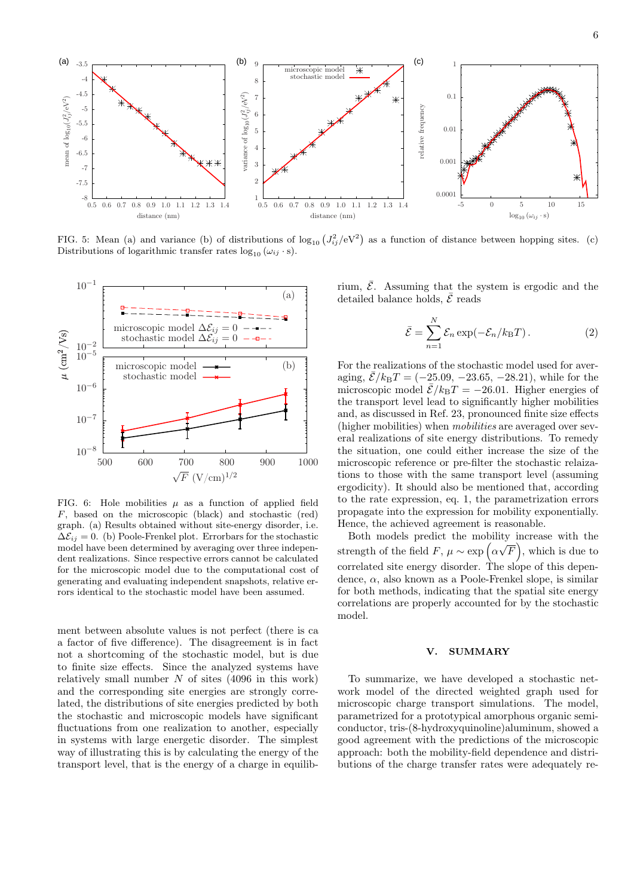FIG. 5: Mean (a) and variance (b) of distributions of $\log_{10}\left(J_{ij}^2/\mathrm{eV}^2\right)$ as a function of distance between hopping sites. (c) Distributions of logarithmic transfer rates $\log_{10}\left(\omega_{ij}\cdot \mathrm{s}\right)$.

FIG. 6: Hole mobilities $\mu$ as a function of applied field $F$, based on the microscopic (black) and stochastic (red) graph. (a) Results obtained without site-energy disorder, i.e. $\Delta\mathcal{E}_{ij} = 0$. (b) Poole-Frenkel plot. Errorbars for the stochastic model have been determined by averaging over three independent realizations. Since respective errors cannot be calculated for the microscopic model due to the computational cost of generating and evaluating independent snapshots, relative errors identical to the stochastic model have been assumed.

ment between absolute values is not perfect (there is ca a factor of five difference). The disagreement is in fact not a shortcoming of the stochastic model, but is due to finite size effects. Since the analyzed systems have relatively small number $N$ of sites (4096 in this work) and the corresponding site energies are strongly correlated, the distributions of site energies predicted by both the stochastic and microscopic models have significant fluctuations from one realization to another, especially in systems with large energetic disorder. The simplest way of illustrating this is by calculating the energy of the transport level, that is the energy of a charge in equilibrium, $\bar{\mathcal{E}}$. Assuming that the system is ergodic and the detailed balance holds, $\bar{\mathcal{E}}$ reads

$$\bar{\mathcal{E}} = \sum_{n=1}^{N} \mathcal{E}_n \exp(-\mathcal{E}_n/k_\mathrm{B}T)\,. \tag{2}$$

For the realizations of the stochastic model used for averaging, $\bar{\mathcal{E}}/k_\mathrm{B}T = (-25.09,\ -23.65,\ -28.21)$, while for the microscopic model $\bar{\mathcal{E}}/k_\mathrm{B}T = -26.01$. Higher energies of the transport level lead to significantly higher mobilities and, as discussed in Ref. 23, pronounced finite size effects (higher mobilities) when *mobilities* are averaged over several realizations of site energy distributions. To remedy the situation, one could either increase the size of the microscopic reference or pre-filter the stochastic relaizations to those with the same transport level (assuming ergodicity). It should also be mentioned that, according to the rate expression, eq. 1, the parametrization errors propagate into the expression for mobility exponentially. Hence, the achieved agreement is reasonable.

Both models predict the mobility increase with the strength of the field $F$, $\mu \sim \exp\left(\alpha\sqrt{F}\right)$, which is due to correlated site energy disorder. The slope of this dependence, $\alpha$, also known as a Poole-Frenkel slope, is similar for both methods, indicating that the spatial site energy correlations are properly accounted for by the stochastic model.

## V. SUMMARY

To summarize, we have developed a stochastic network model of the directed weighted graph used for microscopic charge transport simulations. The model, parametrized for a prototypical amorphous organic semiconductor, tris-(8-hydroxyquinoline)aluminum, showed a good agreement with the predictions of the microscopic approach: both the mobility-field dependence and distributions of the charge transfer rates were adequately re-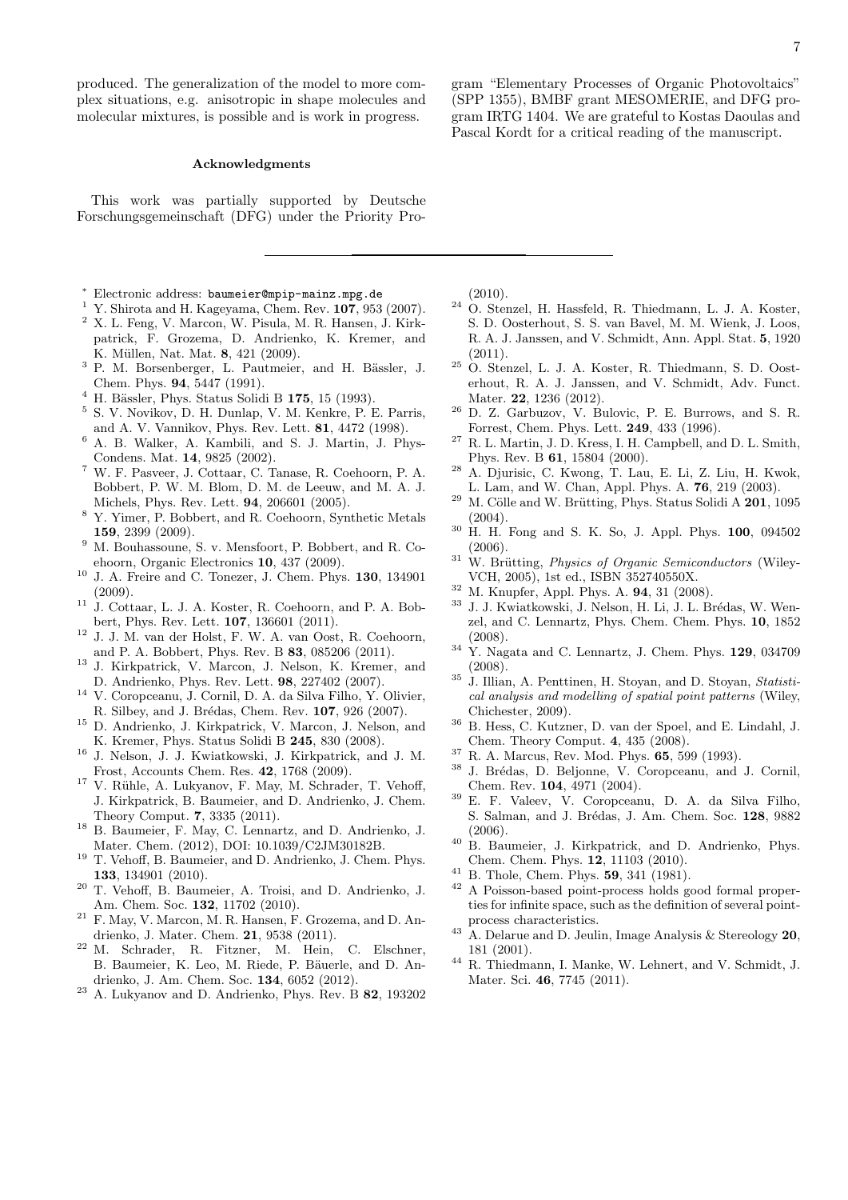produced. The generalization of the model to more complex situations, e.g. anisotropic in shape molecules and molecular mixtures, is possible and is work in progress.

### Acknowledgments

This work was partially supported by Deutsche Forschungsgemeinschaft (DFG) under the Priority Program "Elementary Processes of Organic Photovoltaics" (SPP 1355), BMBF grant MESOMERIE, and DFG program IRTG 1404. We are grateful to Kostas Daoulas and Pascal Kordt for a critical reading of the manuscript.

---

[*] Electronic address: baumeier@mpip-mainz.mpg.de

[1] Y. Shirota and H. Kageyama, Chem. Rev. **107**, 953 (2007).

[2] X. L. Feng, V. Marcon, W. Pisula, M. R. Hansen, J. Kirkpatrick, F. Grozema, D. Andrienko, K. Kremer, and K. Müllen, Nat. Mat. **8**, 421 (2009).

[3] P. M. Borsenberger, L. Pautmeier, and H. Bässler, J. Chem. Phys. **94**, 5447 (1991).

[4] H. Bässler, Phys. Status Solidi B **175**, 15 (1993).

[5] S. V. Novikov, D. H. Dunlap, V. M. Kenkre, P. E. Parris, and A. V. Vannikov, Phys. Rev. Lett. **81**, 4472 (1998).

[6] A. B. Walker, A. Kambili, and S. J. Martin, J. Phys-Condens. Mat. **14**, 9825 (2002).

[7] W. F. Pasveer, J. Cottaar, C. Tanase, R. Coehoorn, P. A. Bobbert, P. W. M. Blom, D. M. de Leeuw, and M. A. J. Michels, Phys. Rev. Lett. **94**, 206601 (2005).

[8] Y. Yimer, P. Bobbert, and R. Coehoorn, Synthetic Metals **159**, 2399 (2009).

[9] M. Bouhassoune, S. v. Mensfoort, P. Bobbert, and R. Coehoorn, Organic Electronics **10**, 437 (2009).

[10] J. A. Freire and C. Tonezer, J. Chem. Phys. **130**, 134901 (2009).

[11] J. Cottaar, L. J. A. Koster, R. Coehoorn, and P. A. Bobbert, Phys. Rev. Lett. **107**, 136601 (2011).

[12] J. J. M. van der Holst, F. W. A. van Oost, R. Coehoorn, and P. A. Bobbert, Phys. Rev. B **83**, 085206 (2011).

[13] J. Kirkpatrick, V. Marcon, J. Nelson, K. Kremer, and D. Andrienko, Phys. Rev. Lett. **98**, 227402 (2007).

[14] V. Coropceanu, J. Cornil, D. A. da Silva Filho, Y. Olivier, R. Silbey, and J. Brédas, Chem. Rev. **107**, 926 (2007).

[15] D. Andrienko, J. Kirkpatrick, V. Marcon, J. Nelson, and K. Kremer, Phys. Status Solidi B **245**, 830 (2008).

[16] J. Nelson, J. J. Kwiatkowski, J. Kirkpatrick, and J. M. Frost, Accounts Chem. Res. **42**, 1768 (2009).

[17] V. Rühle, A. Lukyanov, F. May, M. Schrader, T. Vehoff, J. Kirkpatrick, B. Baumeier, and D. Andrienko, J. Chem. Theory Comput. **7**, 3335 (2011).

[18] B. Baumeier, F. May, C. Lennartz, and D. Andrienko, J. Mater. Chem. (2012), DOI: 10.1039/C2JM30182B.

[19] T. Vehoff, B. Baumeier, and D. Andrienko, J. Chem. Phys. **133**, 134901 (2010).

[20] T. Vehoff, B. Baumeier, A. Troisi, and D. Andrienko, J. Am. Chem. Soc. **132**, 11702 (2010).

[21] F. May, V. Marcon, M. R. Hansen, F. Grozema, and D. Andrienko, J. Mater. Chem. **21**, 9538 (2011).

[22] M. Schrader, R. Fitzner, M. Hein, C. Elschner, B. Baumeier, K. Leo, M. Riede, P. Bäuerle, and D. Andrienko, J. Am. Chem. Soc. **134**, 6052 (2012).

[23] A. Lukyanov and D. Andrienko, Phys. Rev. B **82**, 193202 (2010).

[24] O. Stenzel, H. Hassfeld, R. Thiedmann, L. J. A. Koster, S. D. Oosterhout, S. S. van Bavel, M. M. Wienk, J. Loos, R. A. J. Janssen, and V. Schmidt, Ann. Appl. Stat. **5**, 1920 (2011).

[25] O. Stenzel, L. J. A. Koster, R. Thiedmann, S. D. Oosterhout, R. A. J. Janssen, and V. Schmidt, Adv. Funct. Mater. **22**, 1236 (2012).

[26] D. Z. Garbuzov, V. Bulovic, P. E. Burrows, and S. R. Forrest, Chem. Phys. Lett. **249**, 433 (1996).

[27] R. L. Martin, J. D. Kress, I. H. Campbell, and D. L. Smith, Phys. Rev. B **61**, 15804 (2000).

[28] A. Djurisic, C. Kwong, T. Lau, E. Li, Z. Liu, H. Kwok, L. Lam, and W. Chan, Appl. Phys. A. **76**, 219 (2003).

[29] M. Cölle and W. Brütting, Phys. Status Solidi A **201**, 1095 (2004).

[30] H. H. Fong and S. K. So, J. Appl. Phys. **100**, 094502 (2006).

[31] W. Brütting, *Physics of Organic Semiconductors* (Wiley-VCH, 2005), 1st ed., ISBN 352740550X.

[32] M. Knupfer, Appl. Phys. A. **94**, 31 (2008).

[33] J. J. Kwiatkowski, J. Nelson, H. Li, J. L. Brédas, W. Wenzel, and C. Lennartz, Phys. Chem. Chem. Phys. **10**, 1852 (2008).

[34] Y. Nagata and C. Lennartz, J. Chem. Phys. **129**, 034709 (2008).

[35] J. Illian, A. Penttinen, H. Stoyan, and D. Stoyan, *Statistical analysis and modelling of spatial point patterns* (Wiley, Chichester, 2009).

[36] B. Hess, C. Kutzner, D. van der Spoel, and E. Lindahl, J. Chem. Theory Comput. **4**, 435 (2008).

[37] R. A. Marcus, Rev. Mod. Phys. **65**, 599 (1993).

[38] J. Brédas, D. Beljonne, V. Coropceanu, and J. Cornil, Chem. Rev. **104**, 4971 (2004).

[39] E. F. Valeev, V. Coropceanu, D. A. da Silva Filho, S. Salman, and J. Brédas, J. Am. Chem. Soc. **128**, 9882 (2006).

[40] B. Baumeier, J. Kirkpatrick, and D. Andrienko, Phys. Chem. Chem. Phys. **12**, 11103 (2010).

[41] B. Thole, Chem. Phys. **59**, 341 (1981).

[42] A Poisson-based point-process holds good formal properties for infinite space, such as the definition of several point-process characteristics.

[43] A. Delarue and D. Jeulin, Image Analysis & Stereology **20**, 181 (2001).

[44] R. Thiedmann, I. Manke, W. Lehnert, and V. Schmidt, J. Mater. Sci. **46**, 7745 (2011).